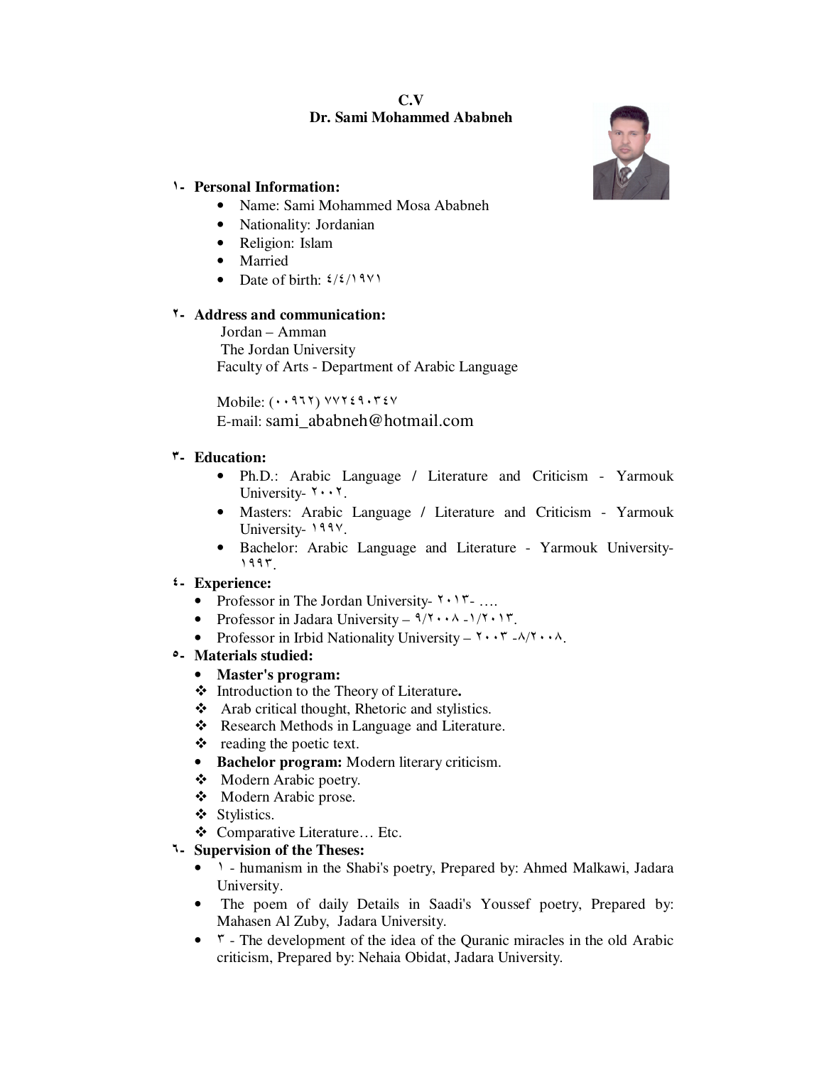**C.V**

**Dr. Sami Mohammed Ababneh**

**١- Personal Information:**

- Name: Sami Mohammed Mosa Ababneh
- Nationality: Jordanian
- Religion: Islam
- Married
- Date of birth: ٤/٤/١٩٧١

**٢- Address and communication:**

Jordan – Amman
The Jordan University
Faculty of Arts - Department of Arabic Language

Mobile: (٠٠٩٦٢) ٧٧٢٤٩٠٣٤٧
E-mail: sami_ababneh@hotmail.com

**٣- Education:**

- Ph.D.: Arabic Language / Literature and Criticism - Yarmouk University- ٢٠٠٢.
- Masters: Arabic Language / Literature and Criticism - Yarmouk University- ١٩٩٧.
- Bachelor: Arabic Language and Literature - Yarmouk University- ١٩٩٣.

**٤- Experience:**

- Professor in The Jordan University- ٢٠١٣- ….
- Professor in Jadara University – ٩/٢٠٠٨ -١/٢٠١٣.
- Professor in Irbid Nationality University – ٢٠٠٣ -٨/٢٠٠٨.

**٥- Materials studied:**

- **Master's program:**
  - ❖ Introduction to the Theory of Literature**.**
  - ❖ Arab critical thought, Rhetoric and stylistics.
  - ❖ Research Methods in Language and Literature.
  - ❖ reading the poetic text.
- **Bachelor program:** Modern literary criticism.
  - ❖ Modern Arabic poetry.
  - ❖ Modern Arabic prose.
  - ❖ Stylistics.
  - ❖ Comparative Literature… Etc.

**٦- Supervision of the Theses:**

- ١ - humanism in the Shabi's poetry, Prepared by: Ahmed Malkawi, Jadara University.
- The poem of daily Details in Saadi's Youssef poetry, Prepared by: Mahasen Al Zuby, Jadara University.
- ٣ - The development of the idea of the Quranic miracles in the old Arabic criticism, Prepared by: Nehaia Obidat, Jadara University.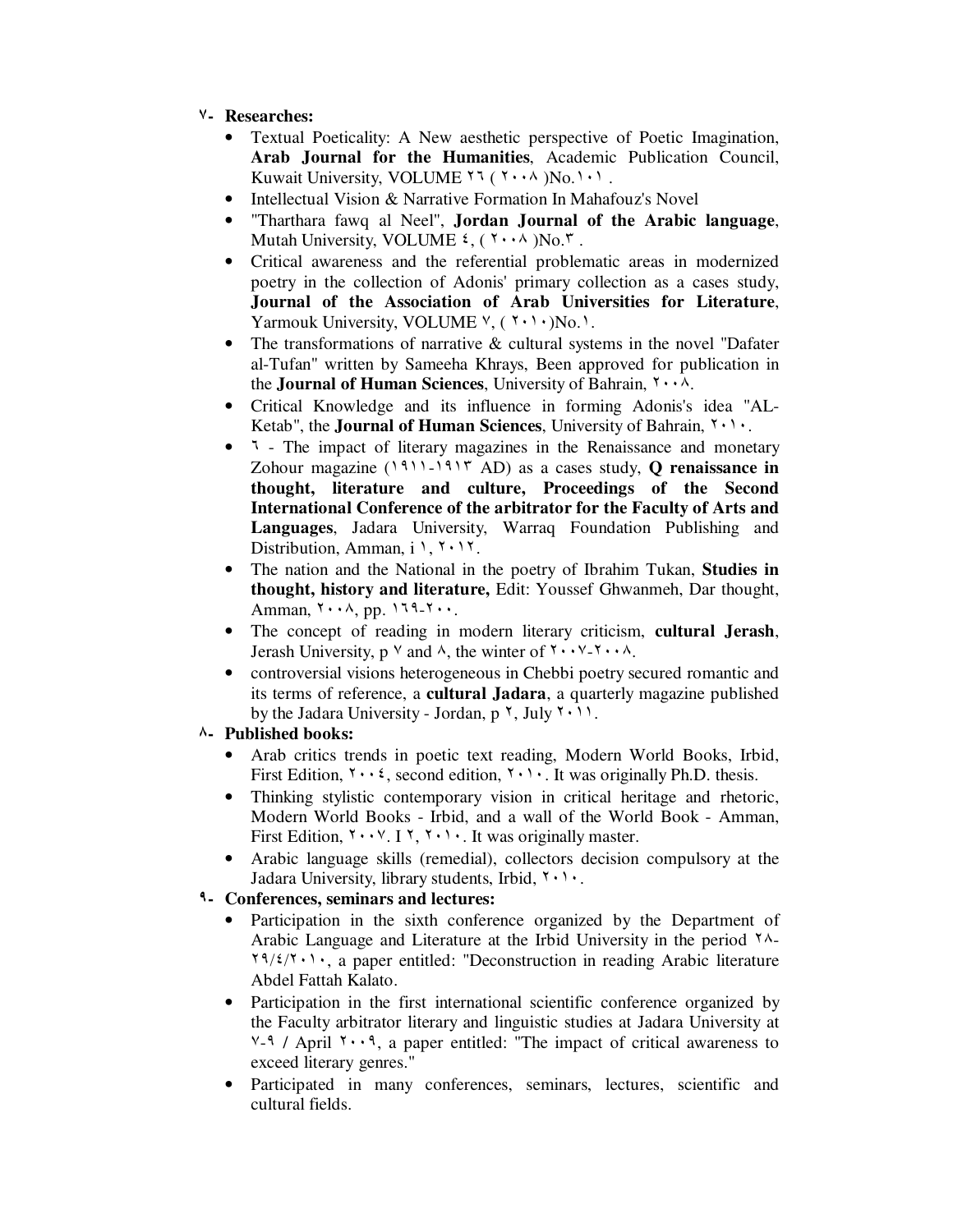٧- **Researches:**

- Textual Poeticality: A New aesthetic perspective of Poetic Imagination, **Arab Journal for the Humanities**, Academic Publication Council, Kuwait University, VOLUME ٢٦ ( ٢٠٠٨ )No.١٠١ .
- Intellectual Vision & Narrative Formation In Mahafouz's Novel
- "Tharthara fawq al Neel", **Jordan Journal of the Arabic language**, Mutah University, VOLUME ٤, ( ٢٠٠٨ )No.٣ .
- Critical awareness and the referential problematic areas in modernized poetry in the collection of Adonis' primary collection as a cases study, **Journal of the Association of Arab Universities for Literature**, Yarmouk University, VOLUME ٧, ( ٢٠١٠)No.١.
- The transformations of narrative & cultural systems in the novel "Dafater al-Tufan" written by Sameeha Khrays, Been approved for publication in the **Journal of Human Sciences**, University of Bahrain, ٢٠٠٨.
- Critical Knowledge and its influence in forming Adonis's idea "AL-Ketab", the **Journal of Human Sciences**, University of Bahrain, ٢٠١٠.
- ٦ - The impact of literary magazines in the Renaissance and monetary Zohour magazine (١٩١١-١٩١٣ AD) as a cases study, **Q renaissance in thought, literature and culture, Proceedings of the Second International Conference of the arbitrator for the Faculty of Arts and Languages**, Jadara University, Warraq Foundation Publishing and Distribution, Amman, i ١, ٢٠١٢.
- The nation and the National in the poetry of Ibrahim Tukan, **Studies in thought, history and literature,** Edit: Youssef Ghwanmeh, Dar thought, Amman, ٢٠٠٨, pp. ١٦٩-٢٠٠.
- The concept of reading in modern literary criticism, **cultural Jerash**, Jerash University, p ٧ and ٨, the winter of ٢٠٠٧-٢٠٠٨.
- controversial visions heterogeneous in Chebbi poetry secured romantic and its terms of reference, a **cultural Jadara**, a quarterly magazine published by the Jadara University - Jordan, p ٢, July ٢٠١١.

٨- **Published books:**

- Arab critics trends in poetic text reading, Modern World Books, Irbid, First Edition, ٢٠٠٤, second edition, ٢٠١٠. It was originally Ph.D. thesis.
- Thinking stylistic contemporary vision in critical heritage and rhetoric, Modern World Books - Irbid, and a wall of the World Book - Amman, First Edition, ٢٠٠٧. I ٢, ٢٠١٠. It was originally master.
- Arabic language skills (remedial), collectors decision compulsory at the Jadara University, library students, Irbid, ٢٠١٠.

٩- **Conferences, seminars and lectures:**

- Participation in the sixth conference organized by the Department of Arabic Language and Literature at the Irbid University in the period ٢٨-٢٩/٤/٢٠١٠, a paper entitled: "Deconstruction in reading Arabic literature Abdel Fattah Kalato.
- Participation in the first international scientific conference organized by the Faculty arbitrator literary and linguistic studies at Jadara University at ٧-٩ / April ٢٠٠٩, a paper entitled: "The impact of critical awareness to exceed literary genres."
- Participated in many conferences, seminars, lectures, scientific and cultural fields.